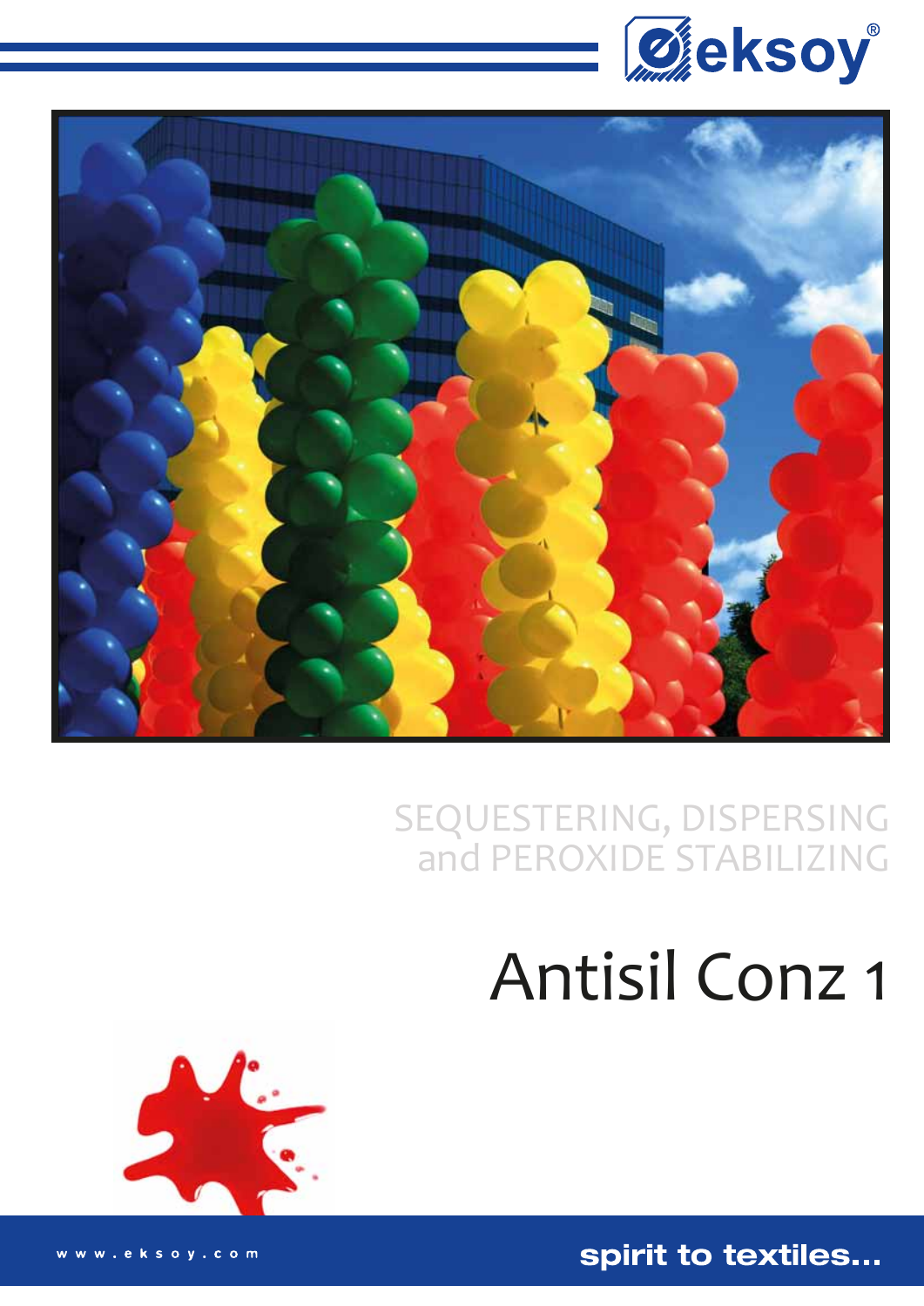eksoy®

SEQUESTERING, DISPERSING
and PEROXIDE STABILIZING

# Antisil Conz 1

www.eksoy.com

spirit to textiles...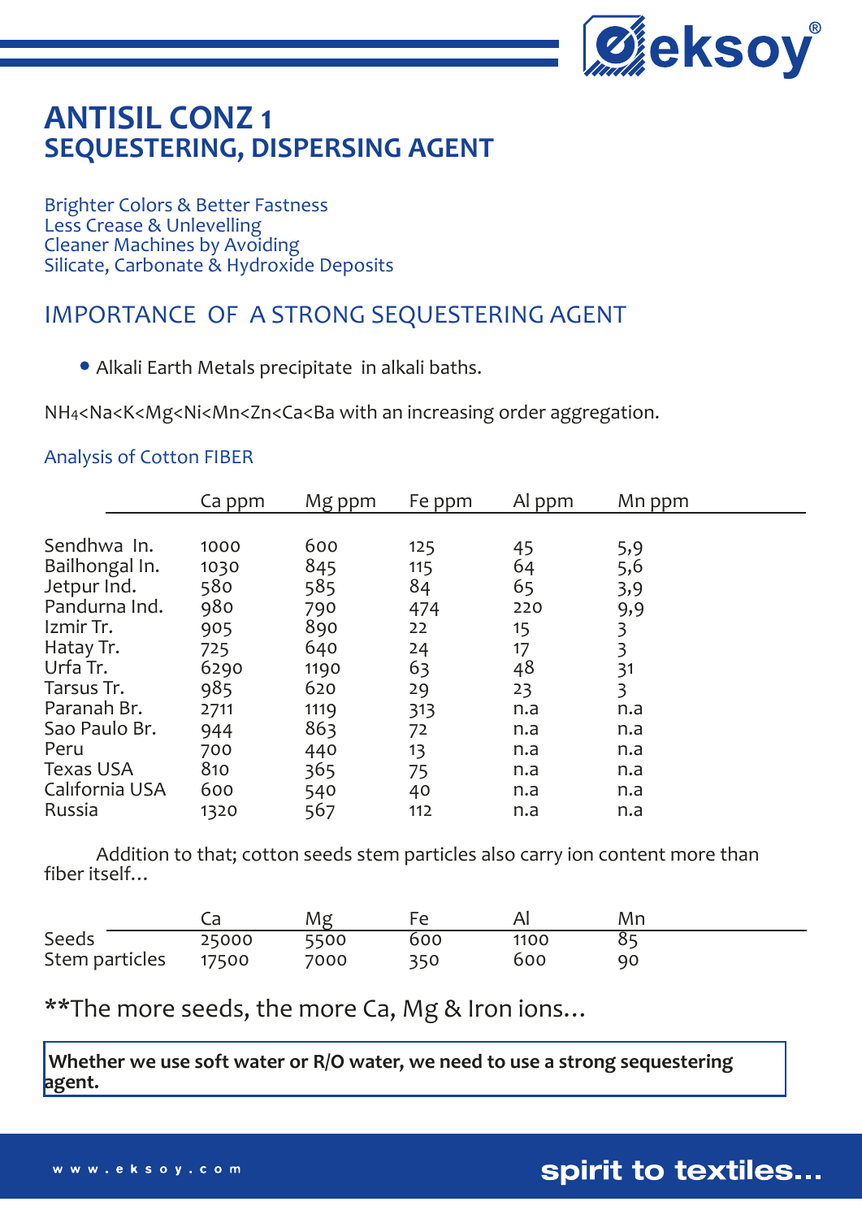# ANTISIL CONZ 1
## SEQUESTERING, DISPERSING AGENT

Brighter Colors & Better Fastness
Less Crease & Unlevelling
Cleaner Machines by Avoiding
Silicate, Carbonate & Hydroxide Deposits

## IMPORTANCE OF A STRONG SEQUESTERING AGENT

- Alkali Earth Metals precipitate in alkali baths.

$NH_4$<Na<K<Mg<Ni<Mn<Zn<Ca<Ba with an increasing order aggregation.

### Analysis of Cotton FIBER

| | Ca ppm | Mg ppm | Fe ppm | Al ppm | Mn ppm |
|---|---|---|---|---|---|
| Sendhwa In. | 1000 | 600 | 125 | 45 | 5,9 |
| Bailhongal In. | 1030 | 845 | 115 | 64 | 5,6 |
| Jetpur Ind. | 580 | 585 | 84 | 65 | 3,9 |
| Pandurna Ind. | 980 | 790 | 474 | 220 | 9,9 |
| Izmir Tr. | 905 | 890 | 22 | 15 | 3 |
| Hatay Tr. | 725 | 640 | 24 | 17 | 3 |
| Urfa Tr. | 6290 | 1190 | 63 | 48 | 31 |
| Tarsus Tr. | 985 | 620 | 29 | 23 | 3 |
| Paranah Br. | 2711 | 1119 | 313 | n.a | n.a |
| Sao Paulo Br. | 944 | 863 | 72 | n.a | n.a |
| Peru | 700 | 440 | 13 | n.a | n.a |
| Texas USA | 810 | 365 | 75 | n.a | n.a |
| Calıfornia USA | 600 | 540 | 40 | n.a | n.a |
| Russia | 1320 | 567 | 112 | n.a | n.a |

Addition to that; cotton seeds stem particles also carry ion content more than fiber itself…

| | Ca | Mg | Fe | Al | Mn |
|---|---|---|---|---|---|
| Seeds | 25000 | 5500 | 600 | 1100 | 85 |
| Stem particles | 17500 | 7000 | 350 | 600 | 90 |

**The more seeds, the more Ca, Mg & Iron ions…

**Whether we use soft water or R/O water, we need to use a strong sequestering agent.**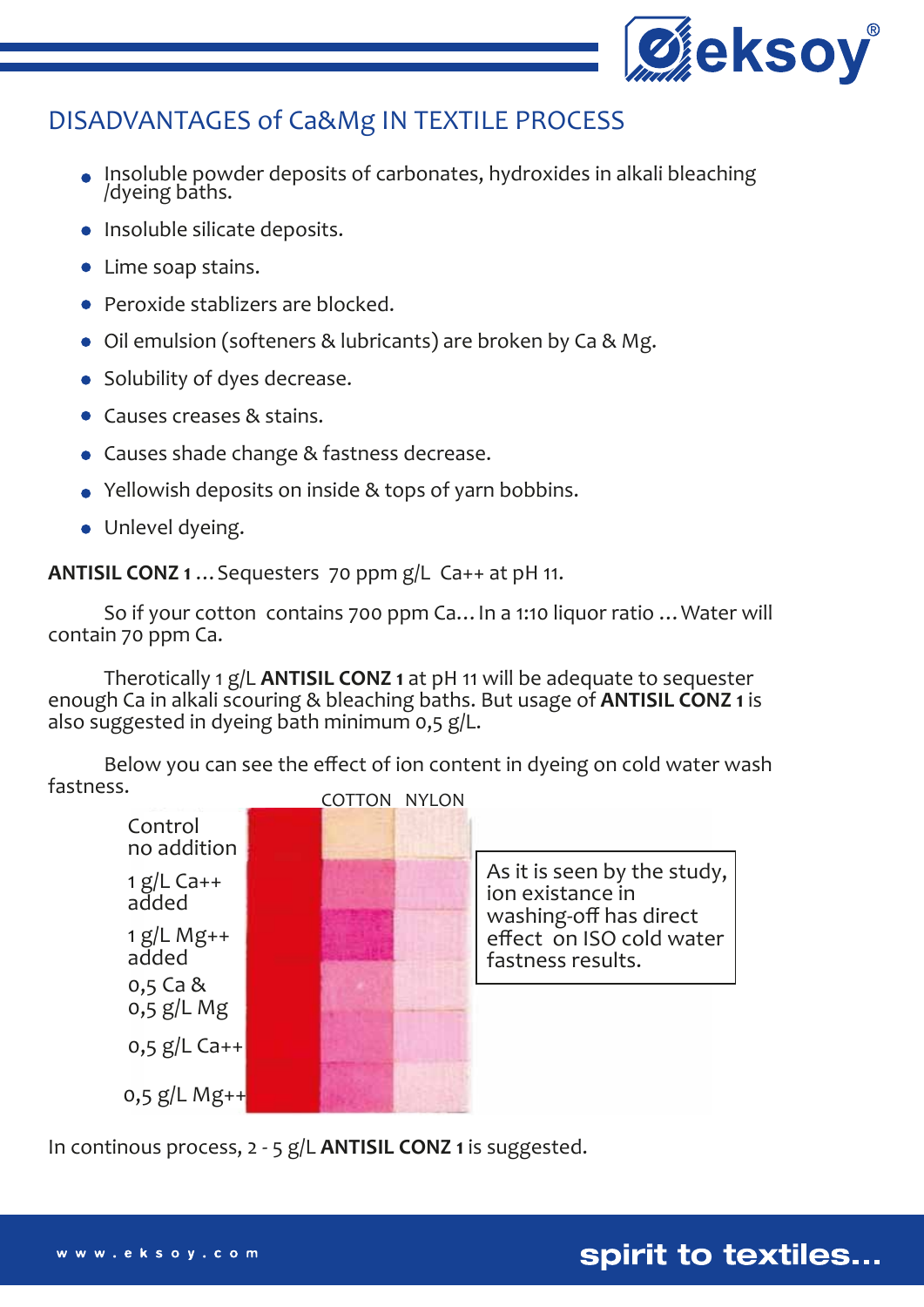## DISADVANTAGES of Ca&Mg IN TEXTILE PROCESS

- Insoluble powder deposits of carbonates, hydroxides in alkali bleaching /dyeing baths.
- Insoluble silicate deposits.
- Lime soap stains.
- Peroxide stablizers are blocked.
- Oil emulsion (softeners & lubricants) are broken by Ca & Mg.
- Solubility of dyes decrease.
- Causes creases & stains.
- Causes shade change & fastness decrease.
- Yellowish deposits on inside & tops of yarn bobbins.
- Unlevel dyeing.

**ANTISIL CONZ 1** ... Sequesters 70 ppm g/L $Ca^{++}$ at pH 11.

So if your cotton contains 700 ppm Ca... In a 1:10 liquor ratio ... Water will contain 70 ppm Ca.

Therotically 1 g/L **ANTISIL CONZ 1** at pH 11 will be adequate to sequester enough Ca in alkali scouring & bleaching baths. But usage of **ANTISIL CONZ 1** is also suggested in dyeing bath minimum 0,5 g/L.

Below you can see the effect of ion content in dyeing on cold water wash fastness.

| | COTTON | NYLON |
|---|---|---|
| Control no addition | | |
| 1 g/L $Ca^{++}$ added | | |
| 1 g/L $Mg^{++}$ added | | |
| 0,5 Ca & 0,5 g/L Mg | | |
| 0,5 g/L $Ca^{++}$ | | |
| 0,5 g/L $Mg^{++}$ | | |

As it is seen by the study, ion existance in washing-off has direct effect on ISO cold water fastness results.

In continous process, 2 - 5 g/L **ANTISIL CONZ 1** is suggested.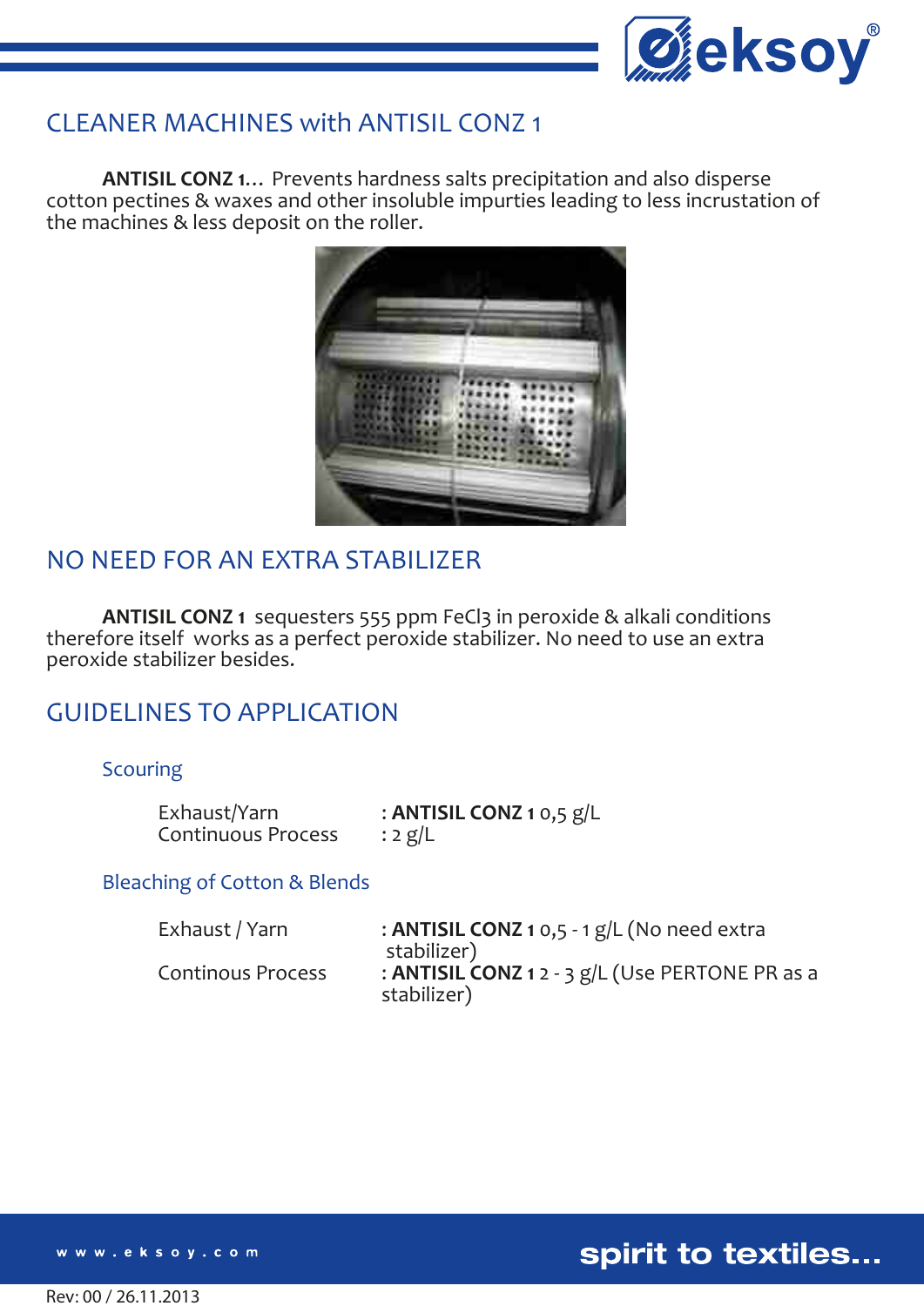## CLEANER MACHINES with ANTISIL CONZ 1

**ANTISIL CONZ 1**... Prevents hardness salts precipitation and also disperse cotton pectines & waxes and other insoluble impurties leading to less incrustation of the machines & less deposit on the roller.

## NO NEED FOR AN EXTRA STABILIZER

**ANTISIL CONZ 1** sequesters 555 ppm $FeCl_3$ in peroxide & alkali conditions therefore itself works as a perfect peroxide stabilizer. No need to use an extra peroxide stabilizer besides.

## GUIDELINES TO APPLICATION

### Scouring

| | |
|---|---|
| Exhaust/Yarn | : **ANTISIL CONZ 1** 0,5 g/L |
| Continuous Process | : 2 g/L |

### Bleaching of Cotton & Blends

| | |
|---|---|
| Exhaust / Yarn | : **ANTISIL CONZ 1** 0,5 - 1 g/L (No need extra stabilizer) |
| Continous Process | : **ANTISIL CONZ 1** 2 - 3 g/L (Use PERTONE PR as a stabilizer) |

www.eksoy.com

spirit to textiles...

Rev: 00 / 26.11.2013